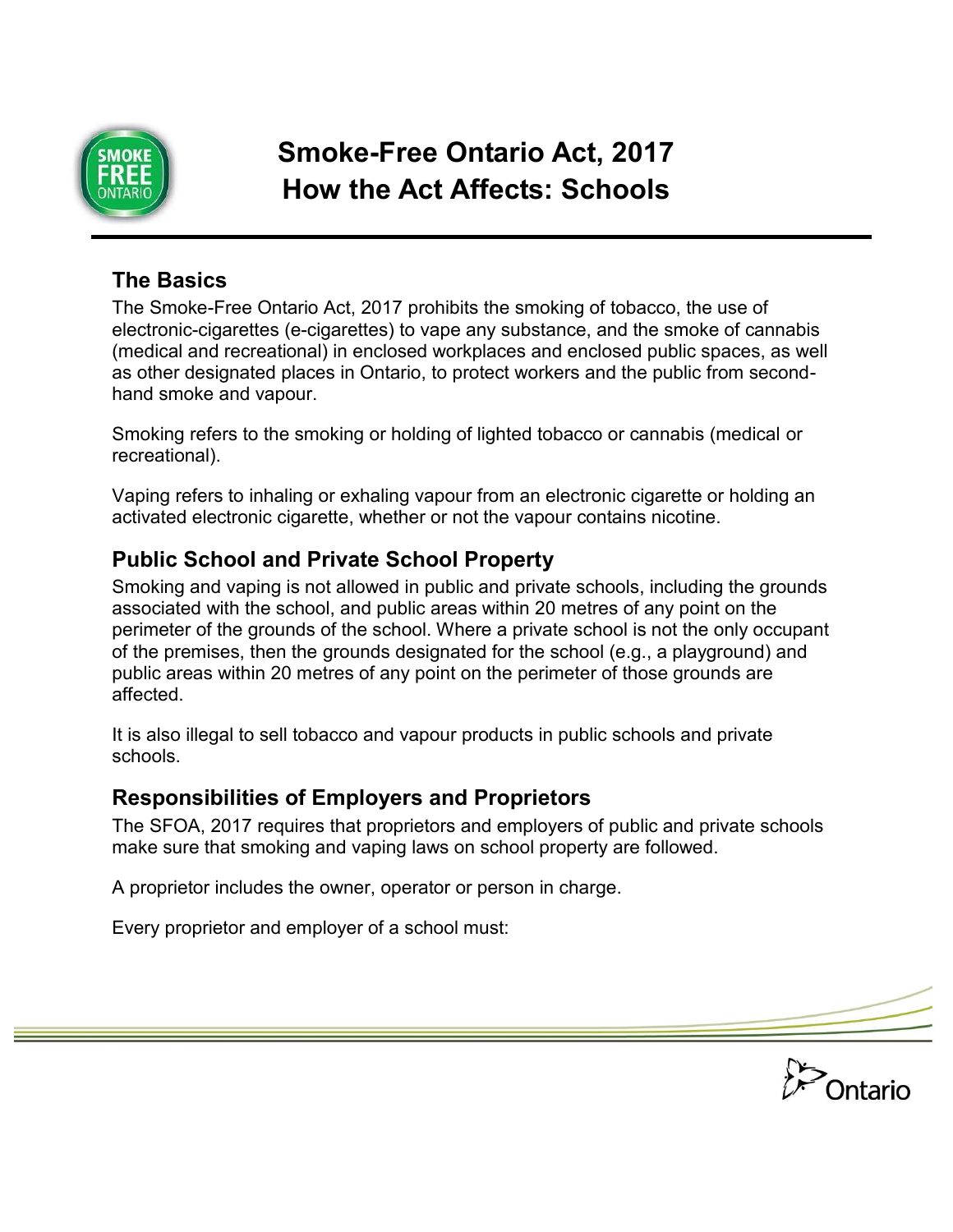# Smoke-Free Ontario Act, 2017
# How the Act Affects: Schools

## The Basics

The Smoke-Free Ontario Act, 2017 prohibits the smoking of tobacco, the use of electronic-cigarettes (e-cigarettes) to vape any substance, and the smoke of cannabis (medical and recreational) in enclosed workplaces and enclosed public spaces, as well as other designated places in Ontario, to protect workers and the public from second-hand smoke and vapour.

Smoking refers to the smoking or holding of lighted tobacco or cannabis (medical or recreational).

Vaping refers to inhaling or exhaling vapour from an electronic cigarette or holding an activated electronic cigarette, whether or not the vapour contains nicotine.

## Public School and Private School Property

Smoking and vaping is not allowed in public and private schools, including the grounds associated with the school, and public areas within 20 metres of any point on the perimeter of the grounds of the school. Where a private school is not the only occupant of the premises, then the grounds designated for the school (e.g., a playground) and public areas within 20 metres of any point on the perimeter of those grounds are affected.

It is also illegal to sell tobacco and vapour products in public schools and private schools.

## Responsibilities of Employers and Proprietors

The SFOA, 2017 requires that proprietors and employers of public and private schools make sure that smoking and vaping laws on school property are followed.

A proprietor includes the owner, operator or person in charge.

Every proprietor and employer of a school must: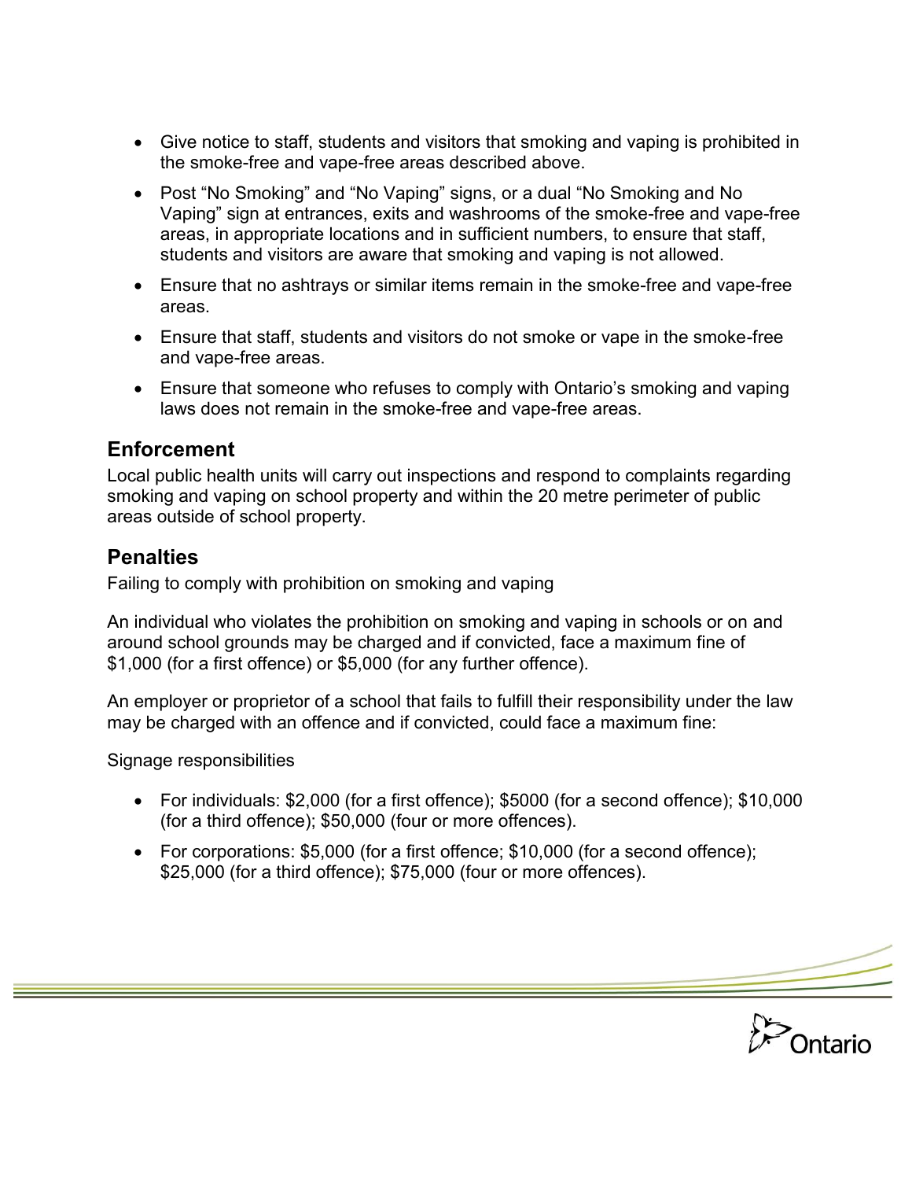- Give notice to staff, students and visitors that smoking and vaping is prohibited in the smoke-free and vape-free areas described above.
- Post “No Smoking” and “No Vaping” signs, or a dual “No Smoking and No Vaping” sign at entrances, exits and washrooms of the smoke-free and vape-free areas, in appropriate locations and in sufficient numbers, to ensure that staff, students and visitors are aware that smoking and vaping is not allowed.
- Ensure that no ashtrays or similar items remain in the smoke-free and vape-free areas.
- Ensure that staff, students and visitors do not smoke or vape in the smoke-free and vape-free areas.
- Ensure that someone who refuses to comply with Ontario’s smoking and vaping laws does not remain in the smoke-free and vape-free areas.

## Enforcement

Local public health units will carry out inspections and respond to complaints regarding smoking and vaping on school property and within the 20 metre perimeter of public areas outside of school property.

## Penalties

Failing to comply with prohibition on smoking and vaping

An individual who violates the prohibition on smoking and vaping in schools or on and around school grounds may be charged and if convicted, face a maximum fine of $1,000 (for a first offence) or $5,000 (for any further offence).

An employer or proprietor of a school that fails to fulfill their responsibility under the law may be charged with an offence and if convicted, could face a maximum fine:

Signage responsibilities

- For individuals: $2,000 (for a first offence); $5000 (for a second offence); $10,000 (for a third offence); $50,000 (four or more offences).
- For corporations: $5,000 (for a first offence; $10,000 (for a second offence); $25,000 (for a third offence); $75,000 (four or more offences).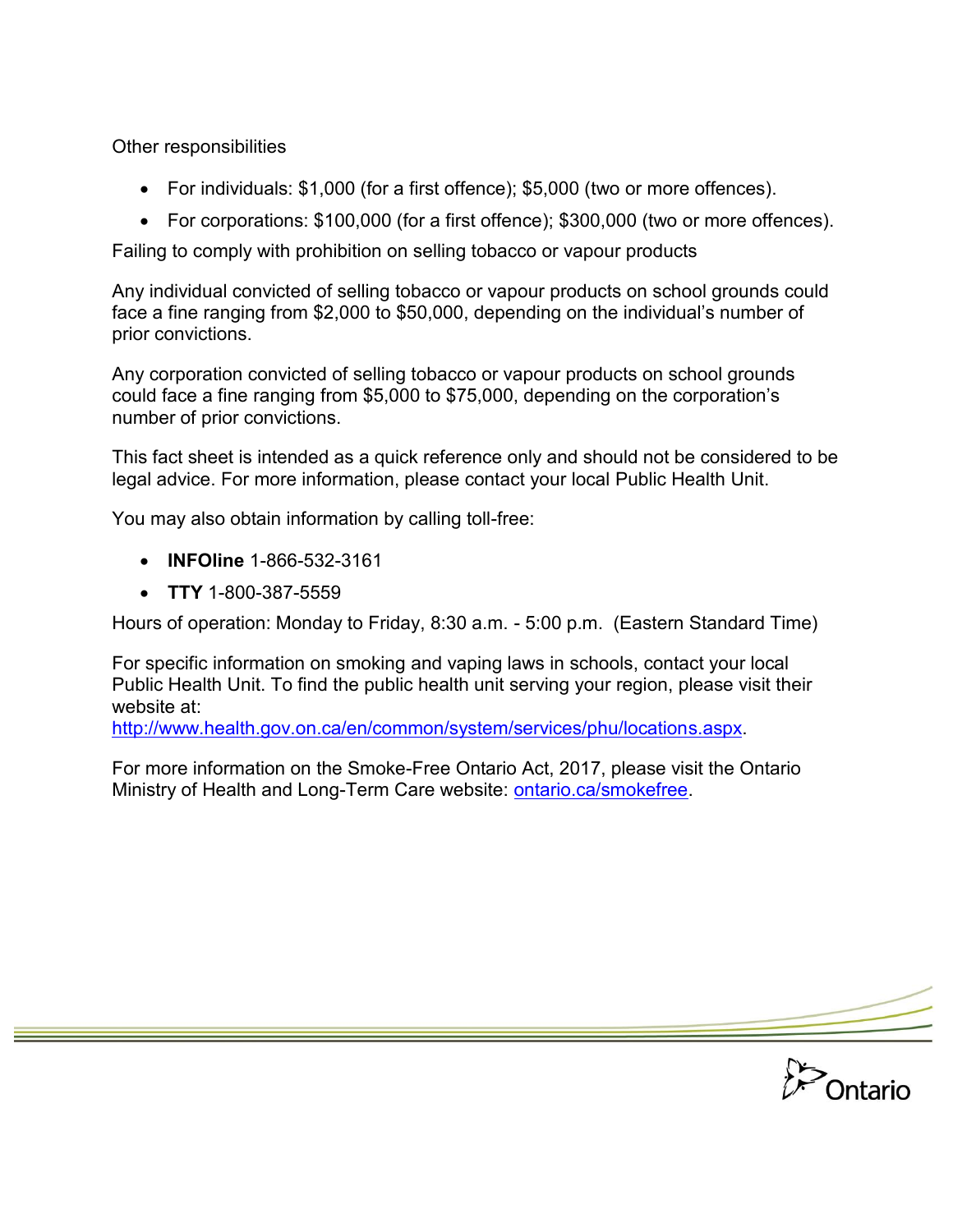Other responsibilities

- For individuals: $1,000 (for a first offence); $5,000 (two or more offences).
- For corporations: $100,000 (for a first offence); $300,000 (two or more offences).

Failing to comply with prohibition on selling tobacco or vapour products

Any individual convicted of selling tobacco or vapour products on school grounds could face a fine ranging from $2,000 to $50,000, depending on the individual's number of prior convictions.

Any corporation convicted of selling tobacco or vapour products on school grounds could face a fine ranging from $5,000 to $75,000, depending on the corporation's number of prior convictions.

This fact sheet is intended as a quick reference only and should not be considered to be legal advice. For more information, please contact your local Public Health Unit.

You may also obtain information by calling toll-free:

- **INFOline** 1-866-532-3161
- **TTY** 1-800-387-5559

Hours of operation: Monday to Friday, 8:30 a.m. - 5:00 p.m. (Eastern Standard Time)

For specific information on smoking and vaping laws in schools, contact your local Public Health Unit. To find the public health unit serving your region, please visit their website at:
[http://www.health.gov.on.ca/en/common/system/services/phu/locations.aspx](http://www.health.gov.on.ca/en/common/system/services/phu/locations.aspx).

For more information on the Smoke-Free Ontario Act, 2017, please visit the Ontario Ministry of Health and Long-Term Care website: [ontario.ca/smokefree](http://ontario.ca/smokefree).